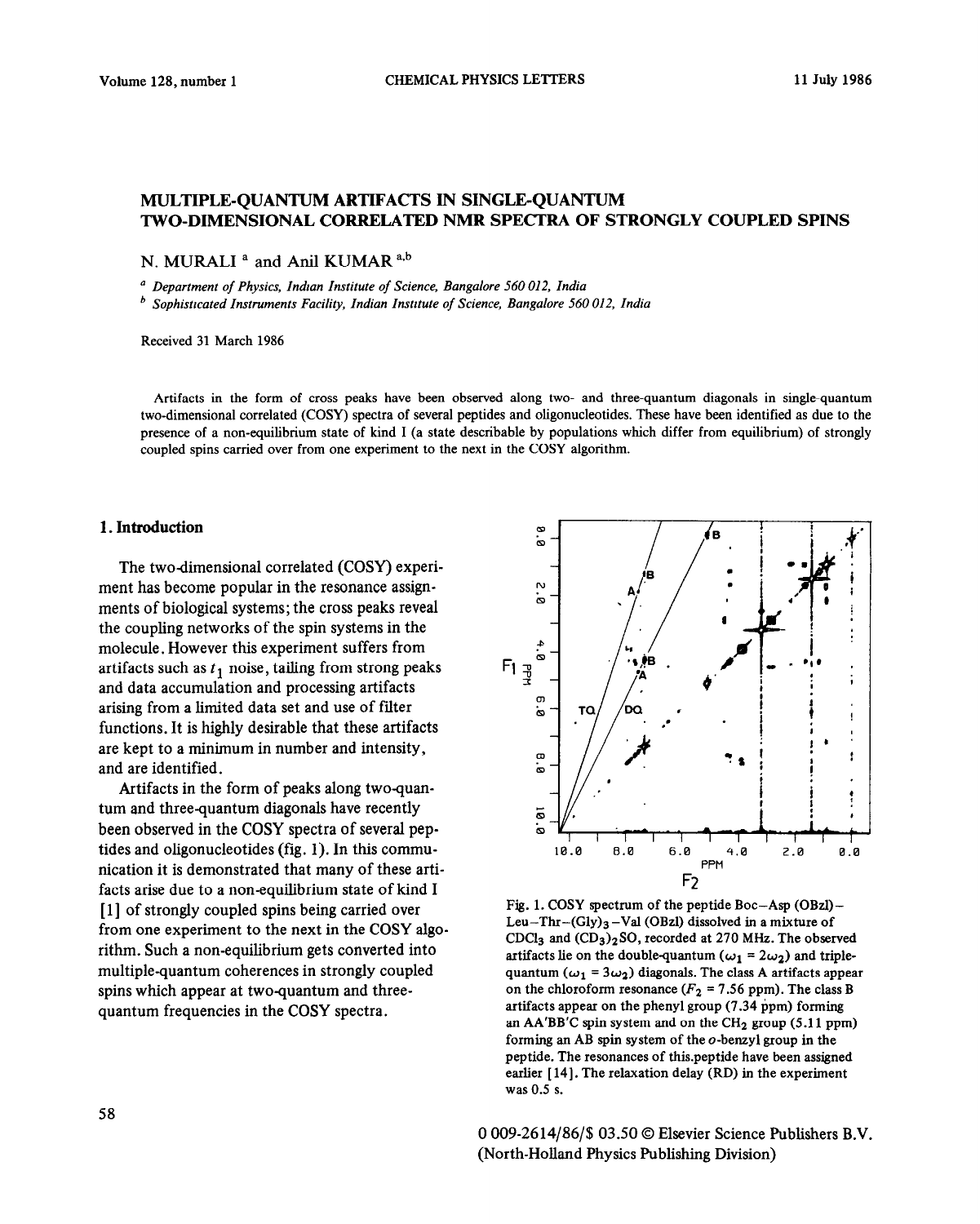# MULTIPLE-QUANTUM ARTIFACTS IN SINGLE-QUANTUM TWO-DIMENSIONAL CORRELATED NMR SPECTRA OF STRONGLY COUPLED SPINS

N. MURALI [a] and Anil KUMAR [a,b]

[a] *Department of Physics, Indian Institute of Science, Bangalore 560 012, India*

[b] *Sophisticated Instruments Facility, Indian Institute of Science, Bangalore 560 012, India*

Received 31 March 1986

Artifacts in the form of cross peaks have been observed along two- and three-quantum diagonals in single-quantum two-dimensional correlated (COSY) spectra of several peptides and oligonucleotides. These have been identified as due to the presence of a non-equilibrium state of kind I (a state describable by populations which differ from equilibrium) of strongly coupled spins carried over from one experiment to the next in the COSY algorithm.

## 1. Introduction

The two-dimensional correlated (COSY) experiment has become popular in the resonance assignments of biological systems; the cross peaks reveal the coupling networks of the spin systems in the molecule. However this experiment suffers from artifacts such as $t_1$ noise, tailing from strong peaks and data accumulation and processing artifacts arising from a limited data set and use of filter functions. It is highly desirable that these artifacts are kept to a minimum in number and intensity, and are identified.

Artifacts in the form of peaks along two-quantum and three-quantum diagonals have recently been observed in the COSY spectra of several peptides and oligonucleotides (fig. 1). In this communication it is demonstrated that many of these artifacts arise due to a non-equilibrium state of kind I [1] of strongly coupled spins being carried over from one experiment to the next in the COSY algorithm. Such a non-equilibrium gets converted into multiple-quantum coherences in strongly coupled spins which appear at two-quantum and three-quantum frequencies in the COSY spectra.

Fig. 1. COSY spectrum of the peptide Boc–Asp (OBzl)–Leu–Thr–$(Gly)_3$–Val (OBzl) dissolved in a mixture of $CDCl_3$ and $(CD_3)_2SO$, recorded at 270 MHz. The observed artifacts lie on the double-quantum ($\omega_1 = 2\omega_2$) and triple-quantum ($\omega_1 = 3\omega_2$) diagonals. The class A artifacts appear on the chloroform resonance ($F_2$ = 7.56 ppm). The class B artifacts appear on the phenyl group (7.34 ppm) forming an AA'BB'C spin system and on the $CH_2$ group (5.11 ppm) forming an AB spin system of the *o*-benzyl group in the peptide. The resonances of this peptide have been assigned earlier [14]. The relaxation delay (RD) in the experiment was 0.5 s.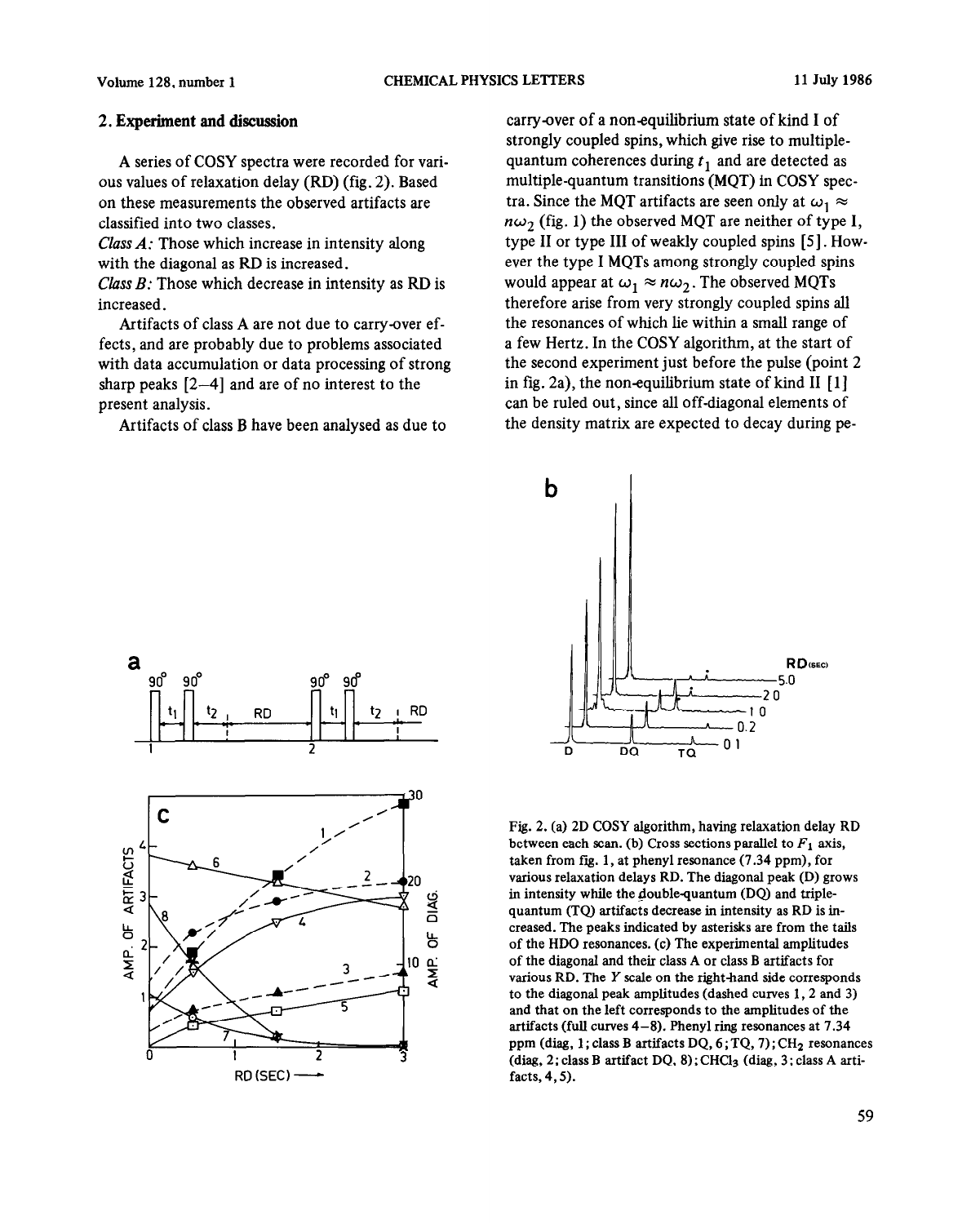## 2. Experiment and discussion

A series of COSY spectra were recorded for various values of relaxation delay (RD) (fig. 2). Based on these measurements the observed artifacts are classified into two classes.

*Class A:* Those which increase in intensity along with the diagonal as RD is increased.

*Class B:* Those which decrease in intensity as RD is increased.

Artifacts of class A are not due to carry-over effects, and are probably due to problems associated with data accumulation or data processing of strong sharp peaks [2–4] and are of no interest to the present analysis.

Artifacts of class B have been analysed as due to carry-over of a non-equilibrium state of kind I of strongly coupled spins, which give rise to multiple-quantum coherences during $t_1$ and are detected as multiple-quantum transitions (MQT) in COSY spectra. Since the MQT artifacts are seen only at $\omega_1 \approx n\omega_2$ (fig. 1) the observed MQT are neither of type I, type II or type III of weakly coupled spins [5]. However the type I MQTs among strongly coupled spins would appear at $\omega_1 \approx n\omega_2$. The observed MQTs therefore arise from very strongly coupled spins all the resonances of which lie within a small range of a few Hertz. In the COSY algorithm, at the start of the second experiment just before the pulse (point 2 in fig. 2a), the non-equilibrium state of kind II [1] can be ruled out, since all off-diagonal elements of the density matrix are expected to decay during pe-

Fig. 2. (a) 2D COSY algorithm, having relaxation delay RD between each scan. (b) Cross sections parallel to $F_1$ axis, taken from fig. 1, at phenyl resonance (7.34 ppm), for various relaxation delays RD. The diagonal peak (D) grows in intensity while the double-quantum (DQ) and triple-quantum (TQ) artifacts decrease in intensity as RD is increased. The peaks indicated by asterisks are from the tails of the HDO resonances. (c) The experimental amplitudes of the diagonal and their class A or class B artifacts for various RD. The $Y$ scale on the right-hand side corresponds to the diagonal peak amplitudes (dashed curves 1, 2 and 3) and that on the left corresponds to the amplitudes of the artifacts (full curves 4–8). Phenyl ring resonances at 7.34 ppm (diag, 1; class B artifacts DQ, 6; TQ, 7); $CH_2$ resonances (diag, 2; class B artifact DQ, 8); $CHCl_3$ (diag, 3; class A artifacts, 4, 5).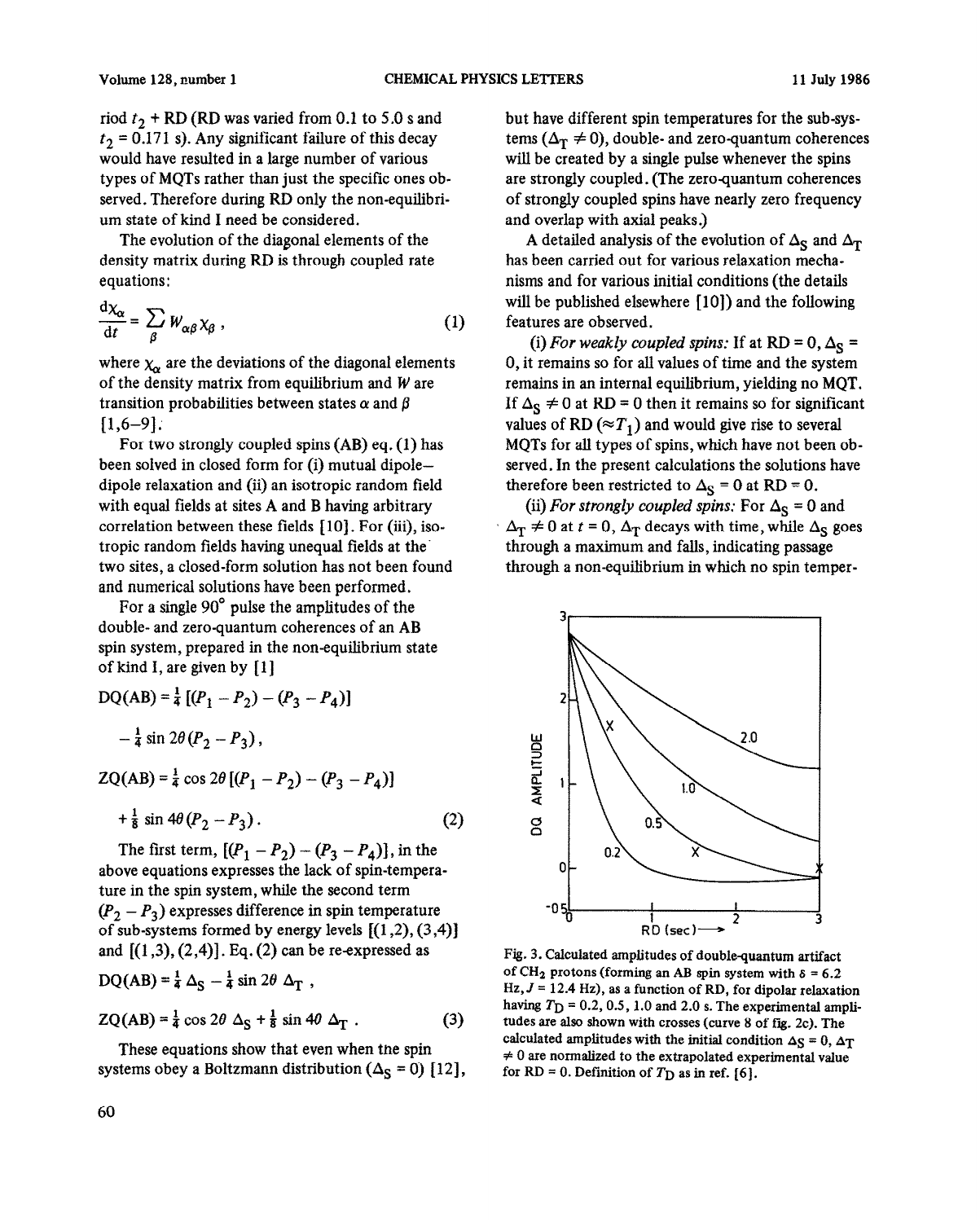riod $t_2$ + RD (RD was varied from 0.1 to 5.0 s and $t_2$ = 0.171 s). Any significant failure of this decay would have resulted in a large number of various types of MQTs rather than just the specific ones observed. Therefore during RD only the non-equilibrium state of kind I need be considered.

The evolution of the diagonal elements of the density matrix during RD is through coupled rate equations:

$$\frac{\mathrm{d}\chi_\alpha}{\mathrm{d}t} = \sum_\beta W_{\alpha\beta}\chi_\beta , \tag{1}$$

where $\chi_\alpha$ are the deviations of the diagonal elements of the density matrix from equilibrium and $W$ are transition probabilities between states $\alpha$ and $\beta$ [1,6–9].

For two strongly coupled spins (AB) eq. (1) has been solved in closed form for (i) mutual dipole–dipole relaxation and (ii) an isotropic random field with equal fields at sites A and B having arbitrary correlation between these fields [10]. For (iii), isotropic random fields having unequal fields at the two sites, a closed-form solution has not been found and numerical solutions have been performed.

For a single 90° pulse the amplitudes of the double- and zero-quantum coherences of an AB spin system, prepared in the non-equilibrium state of kind I, are given by [1]

$$\mathrm{DQ(AB)} = \tfrac{1}{4}\left[(P_1 - P_2) - (P_3 - P_4)\right] - \tfrac{1}{4}\sin 2\theta\,(P_2 - P_3),$$

$$\mathrm{ZQ(AB)} = \tfrac{1}{4}\cos 2\theta\left[(P_1 - P_2) - (P_3 - P_4)\right] + \tfrac{1}{8}\sin 4\theta\,(P_2 - P_3). \tag{2}$$

The first term, $[(P_1 - P_2) - (P_3 - P_4)]$, in the above equations expresses the lack of spin-temperature in the spin system, while the second term $(P_2 - P_3)$ expresses difference in spin temperature of sub-systems formed by energy levels [(1,2), (3,4)] and [(1,3), (2,4)]. Eq. (2) can be re-expressed as

$$\mathrm{DQ(AB)} = \tfrac{1}{4}\Delta_\mathrm{S} - \tfrac{1}{4}\sin 2\theta\,\Delta_\mathrm{T},$$

$$\mathrm{ZQ(AB)} = \tfrac{1}{4}\cos 2\theta\,\Delta_\mathrm{S} + \tfrac{1}{8}\sin 4\theta\,\Delta_\mathrm{T}. \tag{3}$$

These equations show that even when the spin systems obey a Boltzmann distribution ($\Delta_\mathrm{S} = 0$) [12], but have different spin temperatures for the sub-systems ($\Delta_\mathrm{T} \neq 0$), double- and zero-quantum coherences will be created by a single pulse whenever the spins are strongly coupled. (The zero-quantum coherences of strongly coupled spins have nearly zero frequency and overlap with axial peaks.)

A detailed analysis of the evolution of $\Delta_\mathrm{S}$ and $\Delta_\mathrm{T}$ has been carried out for various relaxation mechanisms and for various initial conditions (the details will be published elsewhere [10]) and the following features are observed.

(i) *For weakly coupled spins:* If at RD = 0, $\Delta_\mathrm{S}$ = 0, it remains so for all values of time and the system remains in an internal equilibrium, yielding no MQT. If $\Delta_\mathrm{S} \neq 0$ at RD = 0 then it remains so for significant values of RD ($\approx T_1$) and would give rise to several MQTs for all types of spins, which have not been observed. In the present calculations the solutions have therefore been restricted to $\Delta_\mathrm{S}$ = 0 at RD = 0.

(ii) *For strongly coupled spins:* For $\Delta_\mathrm{S}$ = 0 and $\Delta_\mathrm{T} \neq 0$ at $t$ = 0, $\Delta_\mathrm{T}$ decays with time, while $\Delta_\mathrm{S}$ goes through a maximum and falls, indicating passage through a non-equilibrium in which no spin temper-

Fig. 3. Calculated amplitudes of double-quantum artifact of $CH_2$ protons (forming an AB spin system with $\delta$ = 6.2 Hz, $J$ = 12.4 Hz), as a function of RD, for dipolar relaxation having $T_\mathrm{D}$ = 0.2, 0.5, 1.0 and 2.0 s. The experimental amplitudes are also shown with crosses (curve 8 of fig. 2c). The calculated amplitudes with the initial condition $\Delta_\mathrm{S}$ = 0, $\Delta_\mathrm{T}$ $\neq$ 0 are normalized to the extrapolated experimental value for RD = 0. Definition of $T_\mathrm{D}$ as in ref. [6].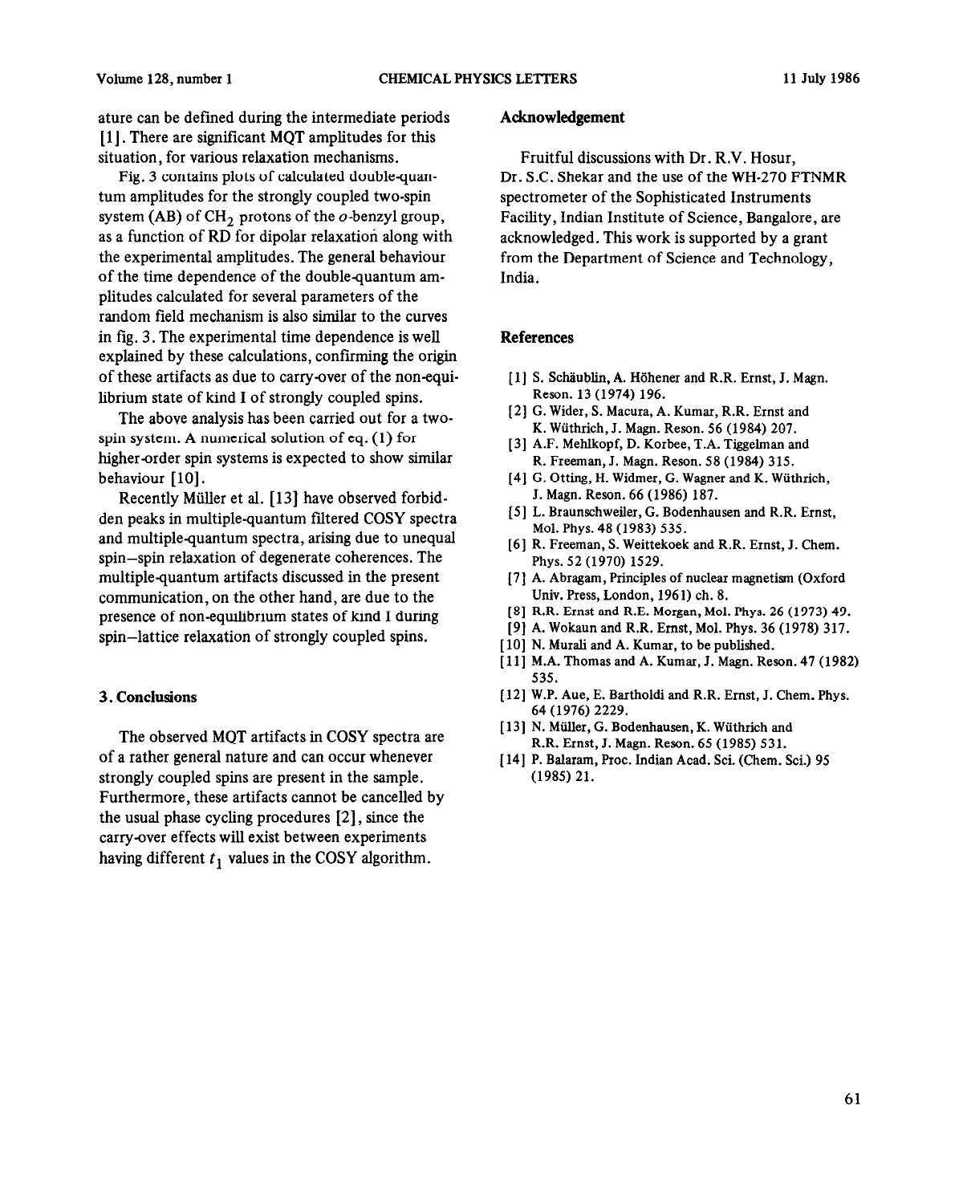ature can be defined during the intermediate periods [1]. There are significant MQT amplitudes for this situation, for various relaxation mechanisms.

Fig. 3 contains plots of calculated double-quantum amplitudes for the strongly coupled two-spin system (AB) of $CH_2$ protons of the *o*-benzyl group, as a function of RD for dipolar relaxation along with the experimental amplitudes. The general behaviour of the time dependence of the double-quantum amplitudes calculated for several parameters of the random field mechanism is also similar to the curves in fig. 3. The experimental time dependence is well explained by these calculations, confirming the origin of these artifacts as due to carry-over of the non-equilibrium state of kind I of strongly coupled spins.

The above analysis has been carried out for a two-spin system. A numerical solution of eq. (1) for higher-order spin systems is expected to show similar behaviour [10].

Recently Müller et al. [13] have observed forbidden peaks in multiple-quantum filtered COSY spectra and multiple-quantum spectra, arising due to unequal spin–spin relaxation of degenerate coherences. The multiple-quantum artifacts discussed in the present communication, on the other hand, are due to the presence of non-equilibrium states of kind I during spin–lattice relaxation of strongly coupled spins.

## 3. Conclusions

The observed MQT artifacts in COSY spectra are of a rather general nature and can occur whenever strongly coupled spins are present in the sample. Furthermore, these artifacts cannot be cancelled by the usual phase cycling procedures [2], since the carry-over effects will exist between experiments having different $t_1$ values in the COSY algorithm.

## Acknowledgement

Fruitful discussions with Dr. R.V. Hosur, Dr. S.C. Shekar and the use of the WH-270 FTNMR spectrometer of the Sophisticated Instruments Facility, Indian Institute of Science, Bangalore, are acknowledged. This work is supported by a grant from the Department of Science and Technology, India.

## References

[1] S. Schäublin, A. Höhener and R.R. Ernst, J. Magn. Reson. 13 (1974) 196.

[2] G. Wider, S. Macura, A. Kumar, R.R. Ernst and K. Wüthrich, J. Magn. Reson. 56 (1984) 207.

[3] A.F. Mehlkopf, D. Korbee, T.A. Tiggelman and R. Freeman, J. Magn. Reson. 58 (1984) 315.

[4] G. Otting, H. Widmer, G. Wagner and K. Wüthrich, J. Magn. Reson. 66 (1986) 187.

[5] L. Braunschweiler, G. Bodenhausen and R.R. Ernst, Mol. Phys. 48 (1983) 535.

[6] R. Freeman, S. Weittekoek and R.R. Ernst, J. Chem. Phys. 52 (1970) 1529.

[7] A. Abragam, Principles of nuclear magnetism (Oxford Univ. Press, London, 1961) ch. 8.

[8] R.R. Ernst and R.E. Morgan, Mol. Phys. 26 (1973) 49.

[9] A. Wokaun and R.R. Ernst, Mol. Phys. 36 (1978) 317.

[10] N. Murali and A. Kumar, to be published.

[11] M.A. Thomas and A. Kumar, J. Magn. Reson. 47 (1982) 535.

[12] W.P. Aue, E. Bartholdi and R.R. Ernst, J. Chem. Phys. 64 (1976) 2229.

[13] N. Müller, G. Bodenhausen, K. Wüthrich and R.R. Ernst, J. Magn. Reson. 65 (1985) 531.

[14] P. Balaram, Proc. Indian Acad. Sci. (Chem. Sci.) 95 (1985) 21.